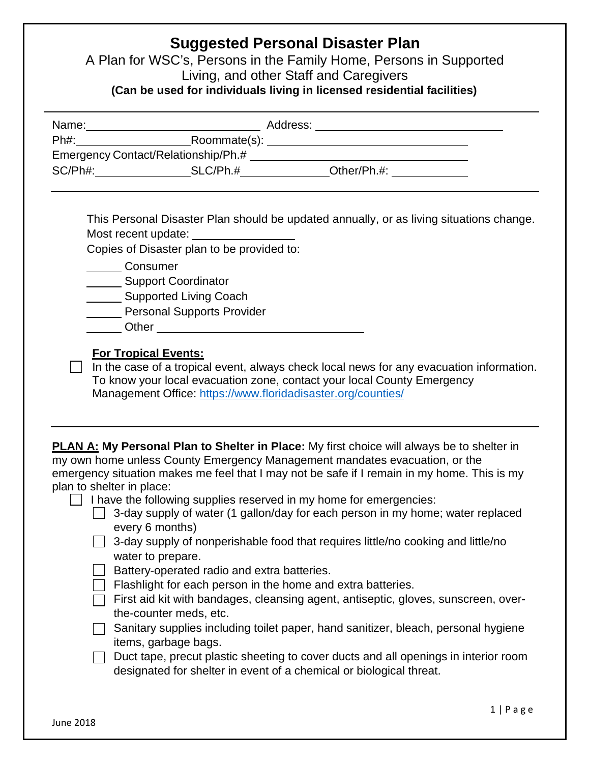# Suggested Personal Disaster Plan

A Plan for WSC's, Persons in the Family Home, Persons in Supported Living, and other Staff and Caregivers

**(Can be used for individuals living in licensed residential facilities)**

---

Name:______________________________ Address: ________________________________

Ph#:__________________Roommate(s): ________________________________

Emergency Contact/Relationship/Ph.# ________________________________

SC/Ph#:________________SLC/Ph.#______________Other/Ph.#: ____________

---

This Personal Disaster Plan should be updated annually, or as living situations change.

Most recent update: ________________

Copies of Disaster plan to be provided to:

______ Consumer
______ Support Coordinator
______ Supported Living Coach
______ Personal Supports Provider
______ Other ________________________________

**For Tropical Events:**

☐ In the case of a tropical event, always check local news for any evacuation information. To know your local evacuation zone, contact your local County Emergency Management Office: https://www.floridadisaster.org/counties/

---

**PLAN A: My Personal Plan to Shelter in Place:** My first choice will always be to shelter in my own home unless County Emergency Management mandates evacuation, or the emergency situation makes me feel that I may not be safe if I remain in my home. This is my plan to shelter in place:

- ☐ I have the following supplies reserved in my home for emergencies:
  - ☐ 3-day supply of water (1 gallon/day for each person in my home; water replaced every 6 months)
  - ☐ 3-day supply of nonperishable food that requires little/no cooking and little/no water to prepare.
  - ☐ Battery-operated radio and extra batteries.
  - ☐ Flashlight for each person in the home and extra batteries.
  - ☐ First aid kit with bandages, cleansing agent, antiseptic, gloves, sunscreen, over-the-counter meds, etc.
  - ☐ Sanitary supplies including toilet paper, hand sanitizer, bleach, personal hygiene items, garbage bags.
  - ☐ Duct tape, precut plastic sheeting to cover ducts and all openings in interior room designated for shelter in event of a chemical or biological threat.

June 2018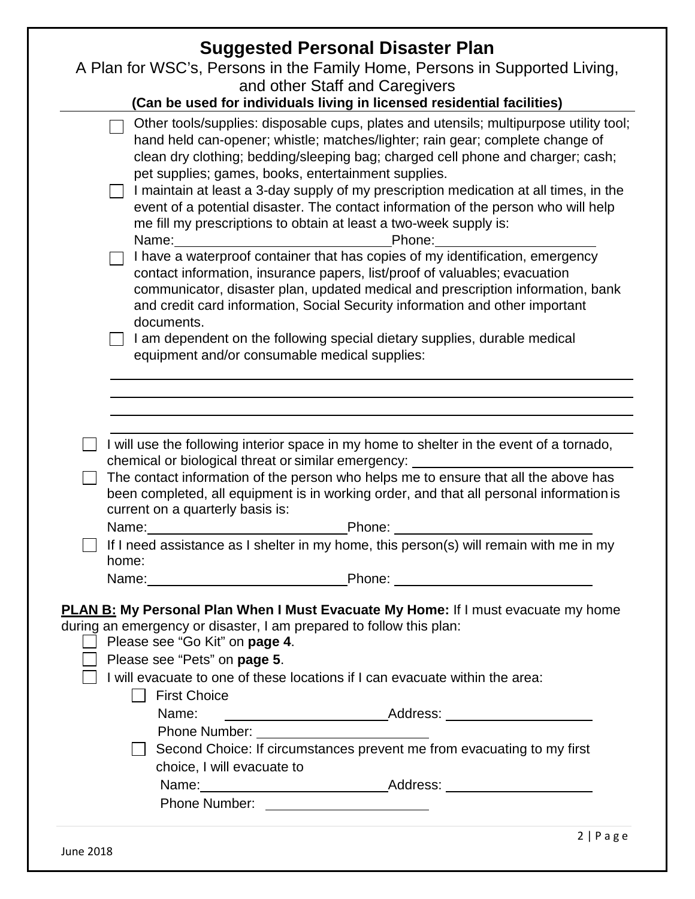# Suggested Personal Disaster Plan

A Plan for WSC's, Persons in the Family Home, Persons in Supported Living, and other Staff and Caregivers

**(Can be used for individuals living in licensed residential facilities)**

- ☐ Other tools/supplies: disposable cups, plates and utensils; multipurpose utility tool; hand held can-opener; whistle; matches/lighter; rain gear; complete change of clean dry clothing; bedding/sleeping bag; charged cell phone and charger; cash; pet supplies; games, books, entertainment supplies.
- ☐ I maintain at least a 3-day supply of my prescription medication at all times, in the event of a potential disaster. The contact information of the person who will help me fill my prescriptions to obtain at least a two-week supply is:
  Name:____________________________Phone:____________________
- ☐ I have a waterproof container that has copies of my identification, emergency contact information, insurance papers, list/proof of valuables; evacuation communicator, disaster plan, updated medical and prescription information, bank and credit card information, Social Security information and other important documents.
- ☐ I am dependent on the following special dietary supplies, durable medical equipment and/or consumable medical supplies:

  ______________________________________________________________________

  ______________________________________________________________________

  ______________________________________________________________________

  ______________________________________________________________________

- ☐ I will use the following interior space in my home to shelter in the event of a tornado, chemical or biological threat or similar emergency: ____________________________
- ☐ The contact information of the person who helps me to ensure that all the above has been completed, all equipment is in working order, and that all personal information is current on a quarterly basis is:
  Name:__________________________Phone: __________________________
- ☐ If I need assistance as I shelter in my home, this person(s) will remain with me in my home:
  Name:__________________________Phone: __________________________

**<u>PLAN B:</u> My Personal Plan When I Must Evacuate My Home:** If I must evacuate my home during an emergency or disaster, I am prepared to follow this plan:

- ☐ Please see "Go Kit" on **page 4**.
- ☐ Please see "Pets" on **page 5**.
- ☐ I will evacuate to one of these locations if I can evacuate within the area:
  - ☐ First Choice
    Name: ______________________Address: ____________________
    Phone Number: _______________________
  - ☐ Second Choice: If circumstances prevent me from evacuating to my first choice, I will evacuate to
    Name:__________________________Address: ____________________
    Phone Number: _____________________

June 2018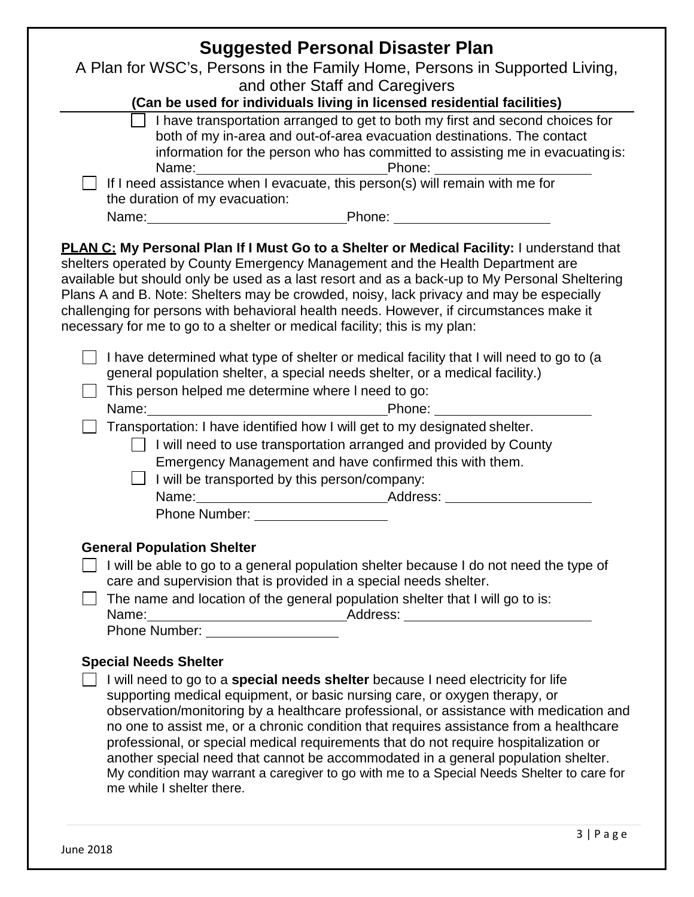# Suggested Personal Disaster Plan

A Plan for WSC's, Persons in the Family Home, Persons in Supported Living, and other Staff and Caregivers

**(Can be used for individuals living in licensed residential facilities)**

- ☐ I have transportation arranged to get to both my first and second choices for both of my in-area and out-of-area evacuation destinations. The contact information for the person who has committed to assisting me in evacuating is:
  Name:\_\_\_\_\_\_\_\_\_\_\_\_\_\_\_\_\_\_\_\_ Phone: \_\_\_\_\_\_\_\_\_\_\_\_\_\_\_\_\_\_\_\_

☐ If I need assistance when I evacuate, this person(s) will remain with me for the duration of my evacuation:
Name:\_\_\_\_\_\_\_\_\_\_\_\_\_\_\_\_\_\_\_\_ Phone: \_\_\_\_\_\_\_\_\_\_\_\_\_\_\_\_\_\_\_\_

**PLAN C: My Personal Plan If I Must Go to a Shelter or Medical Facility:** I understand that shelters operated by County Emergency Management and the Health Department are available but should only be used as a last resort and as a back-up to My Personal Sheltering Plans A and B. Note: Shelters may be crowded, noisy, lack privacy and may be especially challenging for persons with behavioral health needs. However, if circumstances make it necessary for me to go to a shelter or medical facility; this is my plan:

☐ I have determined what type of shelter or medical facility that I will need to go to (a general population shelter, a special needs shelter, or a medical facility.)

☐ This person helped me determine where I need to go:
Name:\_\_\_\_\_\_\_\_\_\_\_\_\_\_\_\_\_\_\_\_ Phone: \_\_\_\_\_\_\_\_\_\_\_\_\_\_\_\_\_\_\_\_

☐ Transportation: I have identified how I will get to my designated shelter.

- ☐ I will need to use transportation arranged and provided by County Emergency Management and have confirmed this with them.
- ☐ I will be transported by this person/company:
  Name:\_\_\_\_\_\_\_\_\_\_\_\_\_\_\_\_\_\_\_\_ Address: \_\_\_\_\_\_\_\_\_\_\_\_\_\_\_\_\_\_\_\_
  Phone Number: \_\_\_\_\_\_\_\_\_\_\_\_\_\_\_\_\_\_\_\_

**General Population Shelter**

☐ I will be able to go to a general population shelter because I do not need the type of care and supervision that is provided in a special needs shelter.

☐ The name and location of the general population shelter that I will go to is:
Name:\_\_\_\_\_\_\_\_\_\_\_\_\_\_\_\_\_\_\_\_ Address: \_\_\_\_\_\_\_\_\_\_\_\_\_\_\_\_\_\_\_\_
Phone Number: \_\_\_\_\_\_\_\_\_\_\_\_\_\_\_\_\_\_\_\_

**Special Needs Shelter**

☐ I will need to go to a **special needs shelter** because I need electricity for life supporting medical equipment, or basic nursing care, or oxygen therapy, or observation/monitoring by a healthcare professional, or assistance with medication and no one to assist me, or a chronic condition that requires assistance from a healthcare professional, or special medical requirements that do not require hospitalization or another special need that cannot be accommodated in a general population shelter. My condition may warrant a caregiver to go with me to a Special Needs Shelter to care for me while I shelter there.

June 2018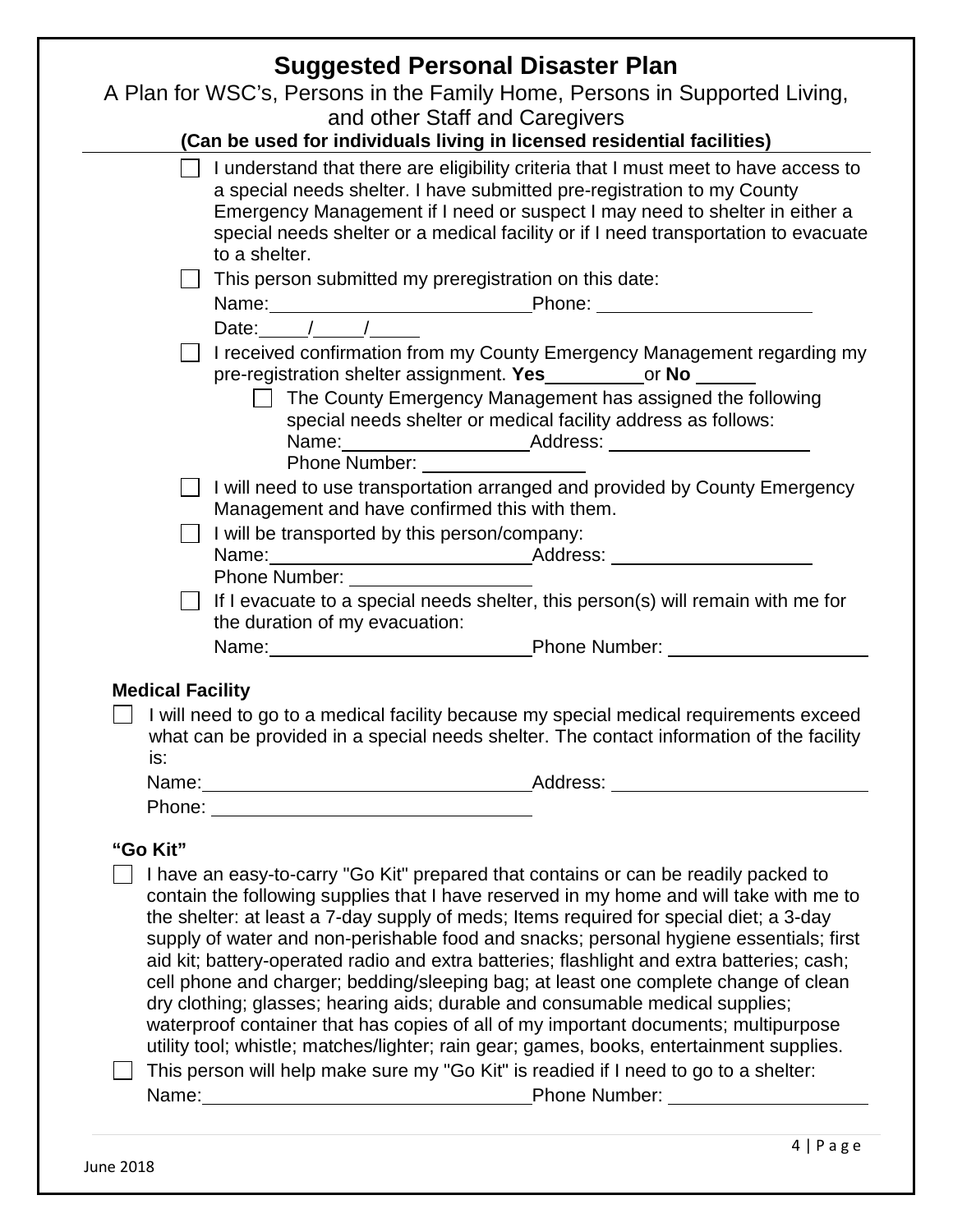# Suggested Personal Disaster Plan

A Plan for WSC's, Persons in the Family Home, Persons in Supported Living, and other Staff and Caregivers

**(Can be used for individuals living in licensed residential facilities)**

- [ ] I understand that there are eligibility criteria that I must meet to have access to a special needs shelter. I have submitted pre-registration to my County Emergency Management if I need or suspect I may need to shelter in either a special needs shelter or a medical facility or if I need transportation to evacuate to a shelter.
- [ ] This person submitted my preregistration on this date:
  Name:\_\_\_\_\_\_\_\_\_\_\_\_\_\_\_\_\_\_\_\_ Phone: \_\_\_\_\_\_\_\_\_\_\_\_\_\_\_\_\_\_\_\_
  Date:\_\_\_\_\_/\_\_\_\_\_/\_\_\_\_\_
- [ ] I received confirmation from my County Emergency Management regarding my pre-registration shelter assignment. **Yes**\_\_\_\_\_\_\_\_\_\_ or **No** \_\_\_\_\_\_
  - [ ] The County Emergency Management has assigned the following special needs shelter or medical facility address as follows:
    Name:\_\_\_\_\_\_\_\_\_\_\_\_\_\_\_\_\_\_\_\_ Address: \_\_\_\_\_\_\_\_\_\_\_\_\_\_\_\_\_\_\_\_
    Phone Number: \_\_\_\_\_\_\_\_\_\_\_\_\_\_\_\_\_\_\_\_
- [ ] I will need to use transportation arranged and provided by County Emergency Management and have confirmed this with them.
- [ ] I will be transported by this person/company:
  Name:\_\_\_\_\_\_\_\_\_\_\_\_\_\_\_\_\_\_\_\_ Address: \_\_\_\_\_\_\_\_\_\_\_\_\_\_\_\_\_\_\_\_
  Phone Number: \_\_\_\_\_\_\_\_\_\_\_\_\_\_\_\_\_\_\_\_
- [ ] If I evacuate to a special needs shelter, this person(s) will remain with me for the duration of my evacuation:
  Name:\_\_\_\_\_\_\_\_\_\_\_\_\_\_\_\_\_\_\_\_ Phone Number: \_\_\_\_\_\_\_\_\_\_\_\_\_\_\_\_\_\_\_\_

**Medical Facility**

- [ ] I will need to go to a medical facility because my special medical requirements exceed what can be provided in a special needs shelter. The contact information of the facility is:
  Name:\_\_\_\_\_\_\_\_\_\_\_\_\_\_\_\_\_\_\_\_ Address: \_\_\_\_\_\_\_\_\_\_\_\_\_\_\_\_\_\_\_\_
  Phone: \_\_\_\_\_\_\_\_\_\_\_\_\_\_\_\_\_\_\_\_

**"Go Kit"**

- [ ] I have an easy-to-carry "Go Kit" prepared that contains or can be readily packed to contain the following supplies that I have reserved in my home and will take with me to the shelter: at least a 7-day supply of meds; Items required for special diet; a 3-day supply of water and non-perishable food and snacks; personal hygiene essentials; first aid kit; battery-operated radio and extra batteries; flashlight and extra batteries; cash; cell phone and charger; bedding/sleeping bag; at least one complete change of clean dry clothing; glasses; hearing aids; durable and consumable medical supplies; waterproof container that has copies of all of my important documents; multipurpose utility tool; whistle; matches/lighter; rain gear; games, books, entertainment supplies.
- [ ] This person will help make sure my "Go Kit" is readied if I need to go to a shelter:
  Name:\_\_\_\_\_\_\_\_\_\_\_\_\_\_\_\_\_\_\_\_ Phone Number: \_\_\_\_\_\_\_\_\_\_\_\_\_\_\_\_\_\_\_\_

June 2018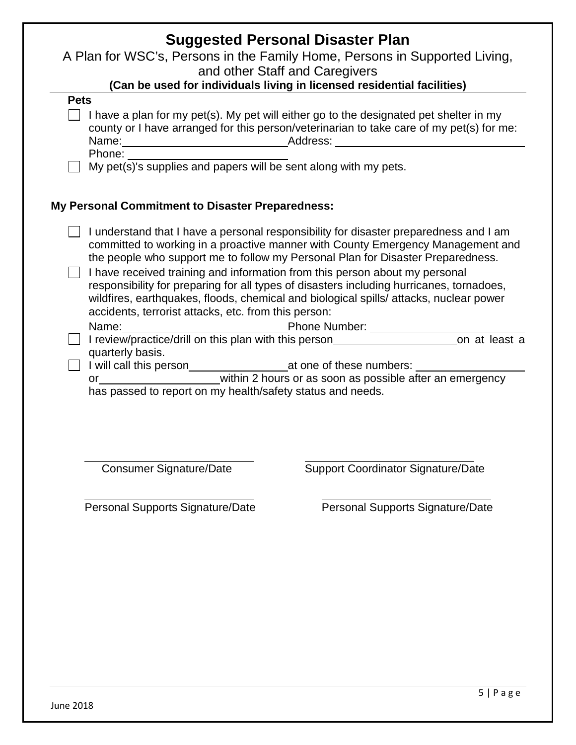# Suggested Personal Disaster Plan

A Plan for WSC's, Persons in the Family Home, Persons in Supported Living, and other Staff and Caregivers

**(Can be used for individuals living in licensed residential facilities)**

**Pets**

- ☐ I have a plan for my pet(s). My pet will either go to the designated pet shelter in my county or I have arranged for this person/veterinarian to take care of my pet(s) for me: Name:\_\_\_\_\_\_\_\_\_\_\_\_\_\_\_\_\_\_\_\_\_\_\_\_\_\_ Address: \_\_\_\_\_\_\_\_\_\_\_\_\_\_\_\_\_\_\_\_\_\_\_\_\_\_\_\_\_\_\_\_ Phone: \_\_\_\_\_\_\_\_\_\_\_\_\_\_\_\_\_\_\_\_\_\_\_\_\_\_
- ☐ My pet(s)'s supplies and papers will be sent along with my pets.

**My Personal Commitment to Disaster Preparedness:**

- ☐ I understand that I have a personal responsibility for disaster preparedness and I am committed to working in a proactive manner with County Emergency Management and the people who support me to follow my Personal Plan for Disaster Preparedness.
- ☐ I have received training and information from this person about my personal responsibility for preparing for all types of disasters including hurricanes, tornadoes, wildfires, earthquakes, floods, chemical and biological spills/ attacks, nuclear power accidents, terrorist attacks, etc. from this person:
  Name:\_\_\_\_\_\_\_\_\_\_\_\_\_\_\_\_\_\_\_\_\_\_\_\_\_\_ Phone Number: \_\_\_\_\_\_\_\_\_\_\_\_\_\_\_\_\_\_\_\_\_\_\_\_\_\_
- ☐ I review/practice/drill on this plan with this person\_\_\_\_\_\_\_\_\_\_\_\_\_\_\_\_\_\_\_\_ on at least a quarterly basis.
- ☐ I will call this person\_\_\_\_\_\_\_\_\_\_\_\_\_\_\_\_ at one of these numbers: \_\_\_\_\_\_\_\_\_\_\_\_\_\_\_\_\_ or\_\_\_\_\_\_\_\_\_\_\_\_\_\_\_\_\_\_\_ within 2 hours or as soon as possible after an emergency has passed to report on my health/safety status and needs.

\_\_\_\_\_\_\_\_\_\_\_\_\_\_\_\_\_\_\_\_\_\_\_\_\_\_\_\_
Consumer Signature/Date

\_\_\_\_\_\_\_\_\_\_\_\_\_\_\_\_\_\_\_\_\_\_\_\_\_\_\_\_
Support Coordinator Signature/Date

\_\_\_\_\_\_\_\_\_\_\_\_\_\_\_\_\_\_\_\_\_\_\_\_\_\_\_\_
Personal Supports Signature/Date

\_\_\_\_\_\_\_\_\_\_\_\_\_\_\_\_\_\_\_\_\_\_\_\_\_\_\_\_
Personal Supports Signature/Date

June 2018